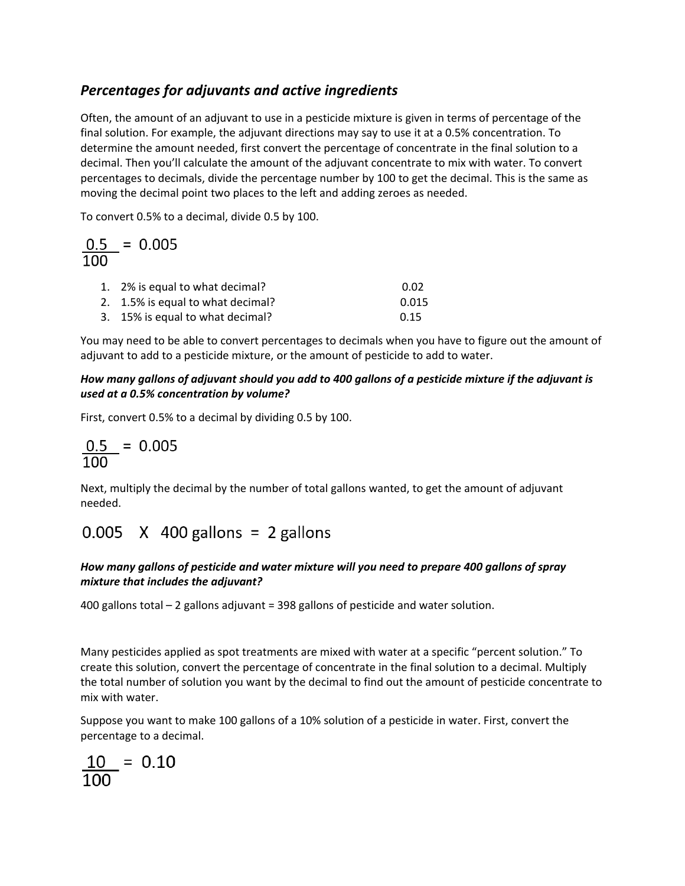## *Percentages for adjuvants and active ingredients*

Often, the amount of an adjuvant to use in a pesticide mixture is given in terms of percentage of the final solution. For example, the adjuvant directions may say to use it at a 0.5% concentration. To determine the amount needed, first convert the percentage of concentrate in the final solution to a decimal. Then you'll calculate the amount of the adjuvant concentrate to mix with water. To convert percentages to decimals, divide the percentage number by 100 to get the decimal. This is the same as moving the decimal point two places to the left and adding zeroes as needed.

To convert 0.5% to a decimal, divide 0.5 by 100.

$$\frac{0.5}{100} = 0.005$$

1. 2% is equal to what decimal? 0.02
2. 1.5% is equal to what decimal? 0.015
3. 15% is equal to what decimal? 0.15

You may need to be able to convert percentages to decimals when you have to figure out the amount of adjuvant to add to a pesticide mixture, or the amount of pesticide to add to water.

***How many gallons of adjuvant should you add to 400 gallons of a pesticide mixture if the adjuvant is used at a 0.5% concentration by volume?***

First, convert 0.5% to a decimal by dividing 0.5 by 100.

$$\frac{0.5}{100} = 0.005$$

Next, multiply the decimal by the number of total gallons wanted, to get the amount of adjuvant needed.

$$0.005 \quad X \quad 400 \text{ gallons} = 2 \text{ gallons}$$

***How many gallons of pesticide and water mixture will you need to prepare 400 gallons of spray mixture that includes the adjuvant?***

400 gallons total – 2 gallons adjuvant = 398 gallons of pesticide and water solution.

Many pesticides applied as spot treatments are mixed with water at a specific "percent solution." To create this solution, convert the percentage of concentrate in the final solution to a decimal. Multiply the total number of solution you want by the decimal to find out the amount of pesticide concentrate to mix with water.

Suppose you want to make 100 gallons of a 10% solution of a pesticide in water. First, convert the percentage to a decimal.

$$\frac{10}{100} = 0.10$$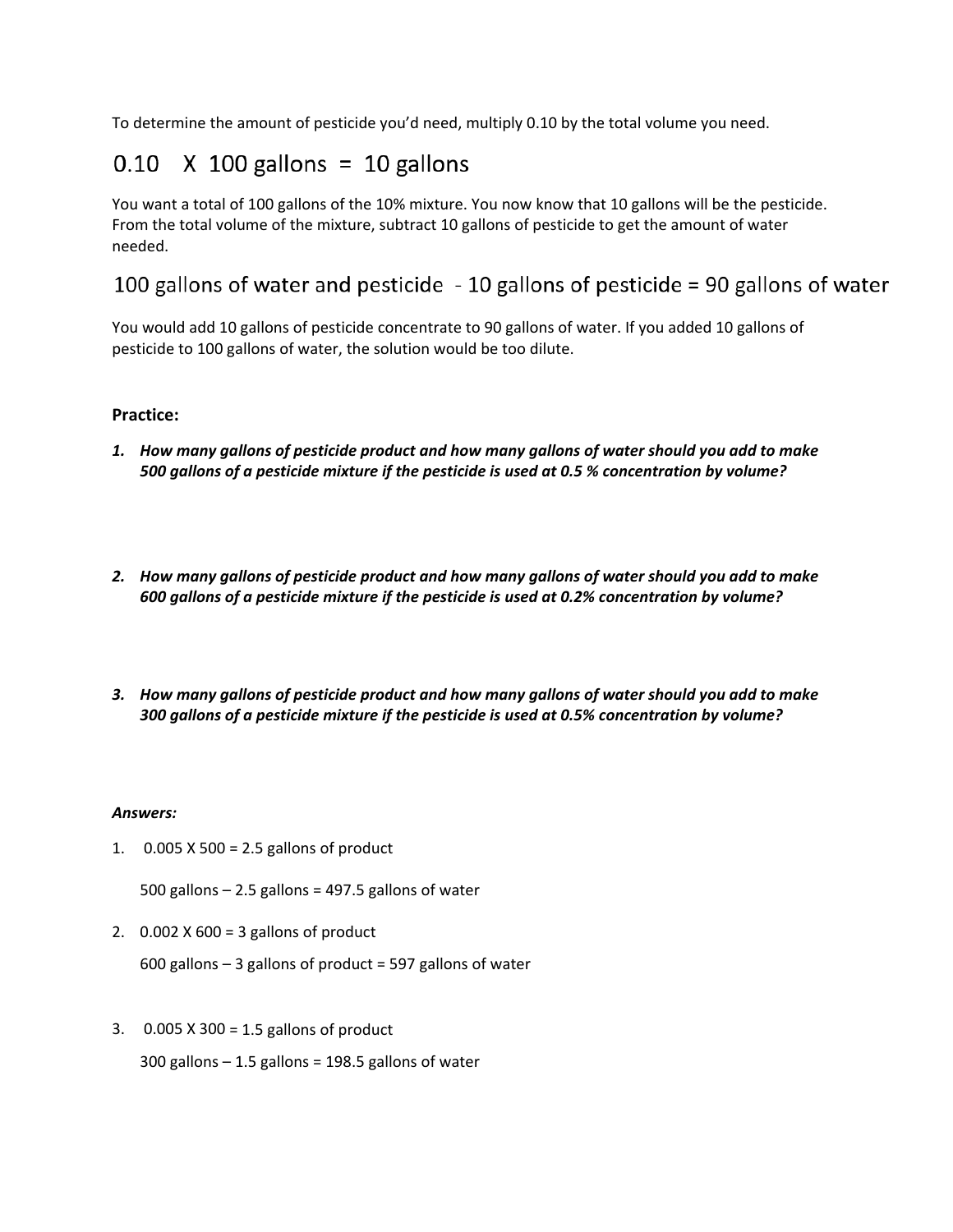To determine the amount of pesticide you'd need, multiply 0.10 by the total volume you need.

$$0.10 \times 100 \text{ gallons} = 10 \text{ gallons}$$

You want a total of 100 gallons of the 10% mixture. You now know that 10 gallons will be the pesticide. From the total volume of the mixture, subtract 10 gallons of pesticide to get the amount of water needed.

$$100 \text{ gallons of water and pesticide} - 10 \text{ gallons of pesticide} = 90 \text{ gallons of water}$$

You would add 10 gallons of pesticide concentrate to 90 gallons of water. If you added 10 gallons of pesticide to 100 gallons of water, the solution would be too dilute.

**Practice:**

1. ***How many gallons of pesticide product and how many gallons of water should you add to make 500 gallons of a pesticide mixture if the pesticide is used at 0.5 % concentration by volume?***

2. ***How many gallons of pesticide product and how many gallons of water should you add to make 600 gallons of a pesticide mixture if the pesticide is used at 0.2% concentration by volume?***

3. ***How many gallons of pesticide product and how many gallons of water should you add to make 300 gallons of a pesticide mixture if the pesticide is used at 0.5% concentration by volume?***

***Answers:***

1. 0.005 X 500 = 2.5 gallons of product

   500 gallons – 2.5 gallons = 497.5 gallons of water

2. 0.002 X 600 = 3 gallons of product

   600 gallons – 3 gallons of product = 597 gallons of water

3. 0.005 X 300 = 1.5 gallons of product

   300 gallons – 1.5 gallons = 198.5 gallons of water